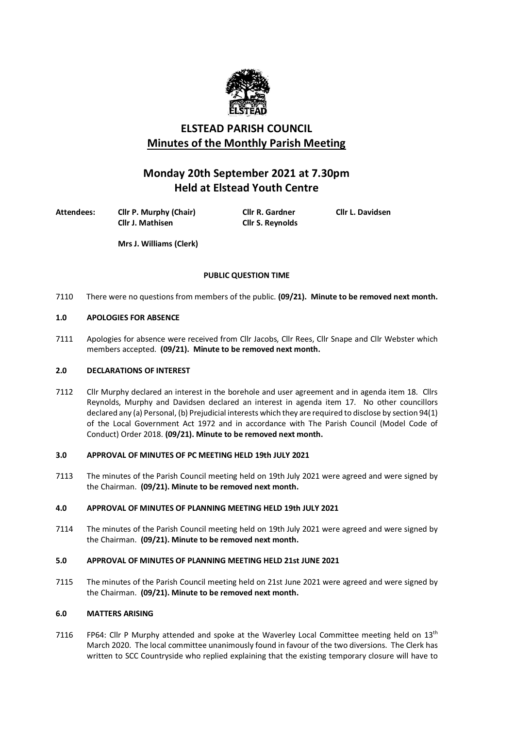# ELSTEAD PARISH COUNCIL

## Minutes of the Monthly Parish Meeting

## Monday 20th September 2021 at 7.30pm
## Held at Elstead Youth Centre

**Attendees:** **Cllr P. Murphy (Chair)** **Cllr R. Gardner** **Cllr L. Davidsen** **Cllr J. Mathisen** **Cllr S. Reynolds**

**Mrs J. Williams (Clerk)**

### PUBLIC QUESTION TIME

7110 There were no questions from members of the public. **(09/21). Minute to be removed next month.**

### 1.0 APOLOGIES FOR ABSENCE

7111 Apologies for absence were received from Cllr Jacobs, Cllr Rees, Cllr Snape and Cllr Webster which members accepted. **(09/21). Minute to be removed next month.**

### 2.0 DECLARATIONS OF INTEREST

7112 Cllr Murphy declared an interest in the borehole and user agreement and in agenda item 18. Cllrs Reynolds, Murphy and Davidsen declared an interest in agenda item 17. No other councillors declared any (a) Personal, (b) Prejudicial interests which they are required to disclose by section 94(1) of the Local Government Act 1972 and in accordance with The Parish Council (Model Code of Conduct) Order 2018. **(09/21). Minute to be removed next month.**

### 3.0 APPROVAL OF MINUTES OF PC MEETING HELD 19th JULY 2021

7113 The minutes of the Parish Council meeting held on 19th July 2021 were agreed and were signed by the Chairman. **(09/21). Minute to be removed next month.**

### 4.0 APPROVAL OF MINUTES OF PLANNING MEETING HELD 19th JULY 2021

7114 The minutes of the Parish Council meeting held on 19th July 2021 were agreed and were signed by the Chairman. **(09/21). Minute to be removed next month.**

### 5.0 APPROVAL OF MINUTES OF PLANNING MEETING HELD 21st JUNE 2021

7115 The minutes of the Parish Council meeting held on 21st June 2021 were agreed and were signed by the Chairman. **(09/21). Minute to be removed next month.**

### 6.0 MATTERS ARISING

7116 FP64: Cllr P Murphy attended and spoke at the Waverley Local Committee meeting held on 13th March 2020. The local committee unanimously found in favour of the two diversions. The Clerk has written to SCC Countryside who replied explaining that the existing temporary closure will have to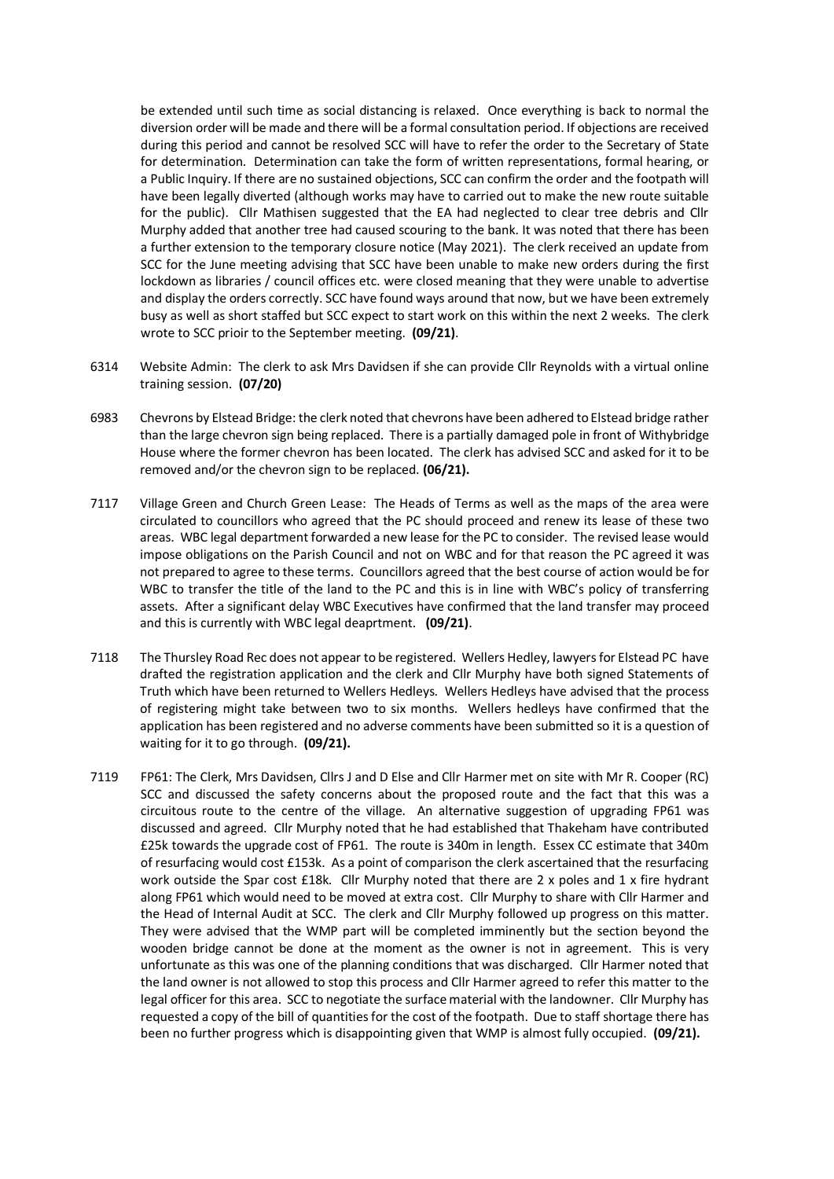be extended until such time as social distancing is relaxed. Once everything is back to normal the diversion order will be made and there will be a formal consultation period. If objections are received during this period and cannot be resolved SCC will have to refer the order to the Secretary of State for determination. Determination can take the form of written representations, formal hearing, or a Public Inquiry. If there are no sustained objections, SCC can confirm the order and the footpath will have been legally diverted (although works may have to carried out to make the new route suitable for the public). Cllr Mathisen suggested that the EA had neglected to clear tree debris and Cllr Murphy added that another tree had caused scouring to the bank. It was noted that there has been a further extension to the temporary closure notice (May 2021). The clerk received an update from SCC for the June meeting advising that SCC have been unable to make new orders during the first lockdown as libraries / council offices etc. were closed meaning that they were unable to advertise and display the orders correctly. SCC have found ways around that now, but we have been extremely busy as well as short staffed but SCC expect to start work on this within the next 2 weeks. The clerk wrote to SCC prioir to the September meeting. **(09/21)**.

6314 Website Admin: The clerk to ask Mrs Davidsen if she can provide Cllr Reynolds with a virtual online training session. **(07/20)**

6983 Chevrons by Elstead Bridge: the clerk noted that chevrons have been adhered to Elstead bridge rather than the large chevron sign being replaced. There is a partially damaged pole in front of Withybridge House where the former chevron has been located. The clerk has advised SCC and asked for it to be removed and/or the chevron sign to be replaced. **(06/21).**

7117 Village Green and Church Green Lease: The Heads of Terms as well as the maps of the area were circulated to councillors who agreed that the PC should proceed and renew its lease of these two areas. WBC legal department forwarded a new lease for the PC to consider. The revised lease would impose obligations on the Parish Council and not on WBC and for that reason the PC agreed it was not prepared to agree to these terms. Councillors agreed that the best course of action would be for WBC to transfer the title of the land to the PC and this is in line with WBC's policy of transferring assets. After a significant delay WBC Executives have confirmed that the land transfer may proceed and this is currently with WBC legal deaprtment. **(09/21)**.

7118 The Thursley Road Rec does not appear to be registered. Wellers Hedley, lawyers for Elstead PC have drafted the registration application and the clerk and Cllr Murphy have both signed Statements of Truth which have been returned to Wellers Hedleys. Wellers Hedleys have advised that the process of registering might take between two to six months. Wellers hedleys have confirmed that the application has been registered and no adverse comments have been submitted so it is a question of waiting for it to go through. **(09/21).**

7119 FP61: The Clerk, Mrs Davidsen, Cllrs J and D Else and Cllr Harmer met on site with Mr R. Cooper (RC) SCC and discussed the safety concerns about the proposed route and the fact that this was a circuitous route to the centre of the village. An alternative suggestion of upgrading FP61 was discussed and agreed. Cllr Murphy noted that he had established that Thakeham have contributed £25k towards the upgrade cost of FP61. The route is 340m in length. Essex CC estimate that 340m of resurfacing would cost £153k. As a point of comparison the clerk ascertained that the resurfacing work outside the Spar cost £18k. Cllr Murphy noted that there are 2 x poles and 1 x fire hydrant along FP61 which would need to be moved at extra cost. Cllr Murphy to share with Cllr Harmer and the Head of Internal Audit at SCC. The clerk and Cllr Murphy followed up progress on this matter. They were advised that the WMP part will be completed imminently but the section beyond the wooden bridge cannot be done at the moment as the owner is not in agreement. This is very unfortunate as this was one of the planning conditions that was discharged. Cllr Harmer noted that the land owner is not allowed to stop this process and Cllr Harmer agreed to refer this matter to the legal officer for this area. SCC to negotiate the surface material with the landowner. Cllr Murphy has requested a copy of the bill of quantities for the cost of the footpath. Due to staff shortage there has been no further progress which is disappointing given that WMP is almost fully occupied. **(09/21).**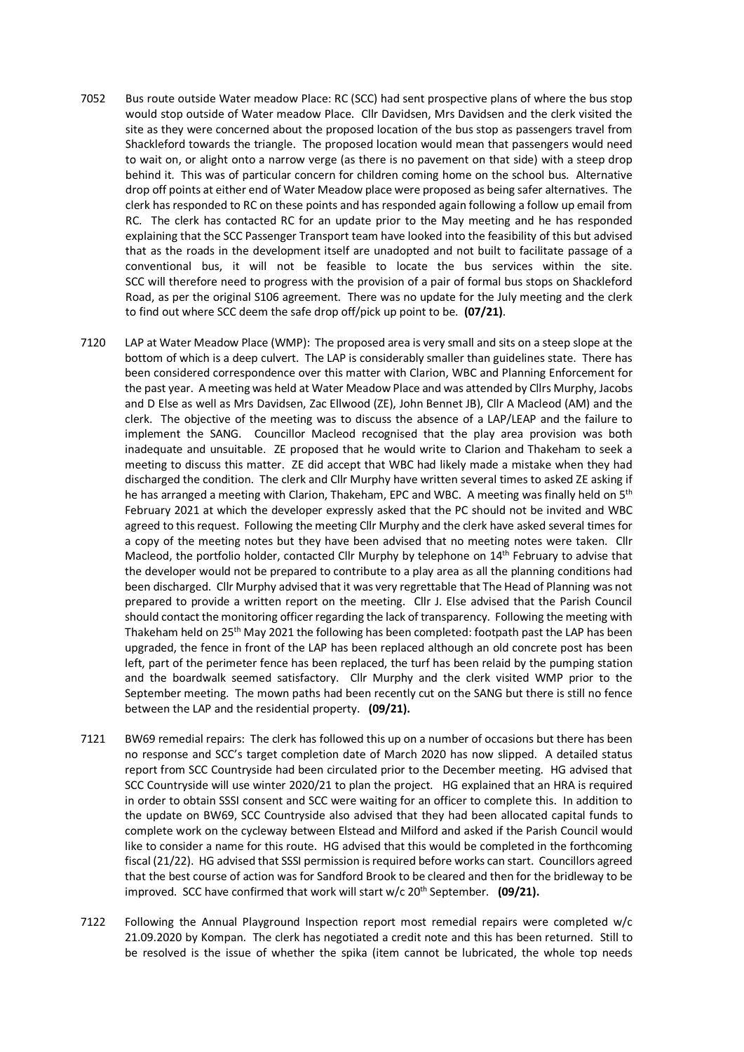7052 Bus route outside Water meadow Place: RC (SCC) had sent prospective plans of where the bus stop would stop outside of Water meadow Place. Cllr Davidsen, Mrs Davidsen and the clerk visited the site as they were concerned about the proposed location of the bus stop as passengers travel from Shackleford towards the triangle. The proposed location would mean that passengers would need to wait on, or alight onto a narrow verge (as there is no pavement on that side) with a steep drop behind it. This was of particular concern for children coming home on the school bus. Alternative drop off points at either end of Water Meadow place were proposed as being safer alternatives. The clerk has responded to RC on these points and has responded again following a follow up email from RC. The clerk has contacted RC for an update prior to the May meeting and he has responded explaining that the SCC Passenger Transport team have looked into the feasibility of this but advised that as the roads in the development itself are unadopted and not built to facilitate passage of a conventional bus, it will not be feasible to locate the bus services within the site. SCC will therefore need to progress with the provision of a pair of formal bus stops on Shackleford Road, as per the original S106 agreement. There was no update for the July meeting and the clerk to find out where SCC deem the safe drop off/pick up point to be. **(07/21)**.

7120 LAP at Water Meadow Place (WMP): The proposed area is very small and sits on a steep slope at the bottom of which is a deep culvert. The LAP is considerably smaller than guidelines state. There has been considered correspondence over this matter with Clarion, WBC and Planning Enforcement for the past year. A meeting was held at Water Meadow Place and was attended by Cllrs Murphy, Jacobs and D Else as well as Mrs Davidsen, Zac Ellwood (ZE), John Bennet JB), Cllr A Macleod (AM) and the clerk. The objective of the meeting was to discuss the absence of a LAP/LEAP and the failure to implement the SANG. Councillor Macleod recognised that the play area provision was both inadequate and unsuitable. ZE proposed that he would write to Clarion and Thakeham to seek a meeting to discuss this matter. ZE did accept that WBC had likely made a mistake when they had discharged the condition. The clerk and Cllr Murphy have written several times to asked ZE asking if he has arranged a meeting with Clarion, Thakeham, EPC and WBC. A meeting was finally held on 5th February 2021 at which the developer expressly asked that the PC should not be invited and WBC agreed to this request. Following the meeting Cllr Murphy and the clerk have asked several times for a copy of the meeting notes but they have been advised that no meeting notes were taken. Cllr Macleod, the portfolio holder, contacted Cllr Murphy by telephone on 14th February to advise that the developer would not be prepared to contribute to a play area as all the planning conditions had been discharged. Cllr Murphy advised that it was very regrettable that The Head of Planning was not prepared to provide a written report on the meeting. Cllr J. Else advised that the Parish Council should contact the monitoring officer regarding the lack of transparency. Following the meeting with Thakeham held on 25th May 2021 the following has been completed: footpath past the LAP has been upgraded, the fence in front of the LAP has been replaced although an old concrete post has been left, part of the perimeter fence has been replaced, the turf has been relaid by the pumping station and the boardwalk seemed satisfactory. Cllr Murphy and the clerk visited WMP prior to the September meeting. The mown paths had been recently cut on the SANG but there is still no fence between the LAP and the residential property. **(09/21).**

7121 BW69 remedial repairs: The clerk has followed this up on a number of occasions but there has been no response and SCC's target completion date of March 2020 has now slipped. A detailed status report from SCC Countryside had been circulated prior to the December meeting. HG advised that SCC Countryside will use winter 2020/21 to plan the project. HG explained that an HRA is required in order to obtain SSSI consent and SCC were waiting for an officer to complete this. In addition to the update on BW69, SCC Countryside also advised that they had been allocated capital funds to complete work on the cycleway between Elstead and Milford and asked if the Parish Council would like to consider a name for this route. HG advised that this would be completed in the forthcoming fiscal (21/22). HG advised that SSSI permission is required before works can start. Councillors agreed that the best course of action was for Sandford Brook to be cleared and then for the bridleway to be improved. SCC have confirmed that work will start w/c 20th September. **(09/21).**

7122 Following the Annual Playground Inspection report most remedial repairs were completed w/c 21.09.2020 by Kompan. The clerk has negotiated a credit note and this has been returned. Still to be resolved is the issue of whether the spika (item cannot be lubricated, the whole top needs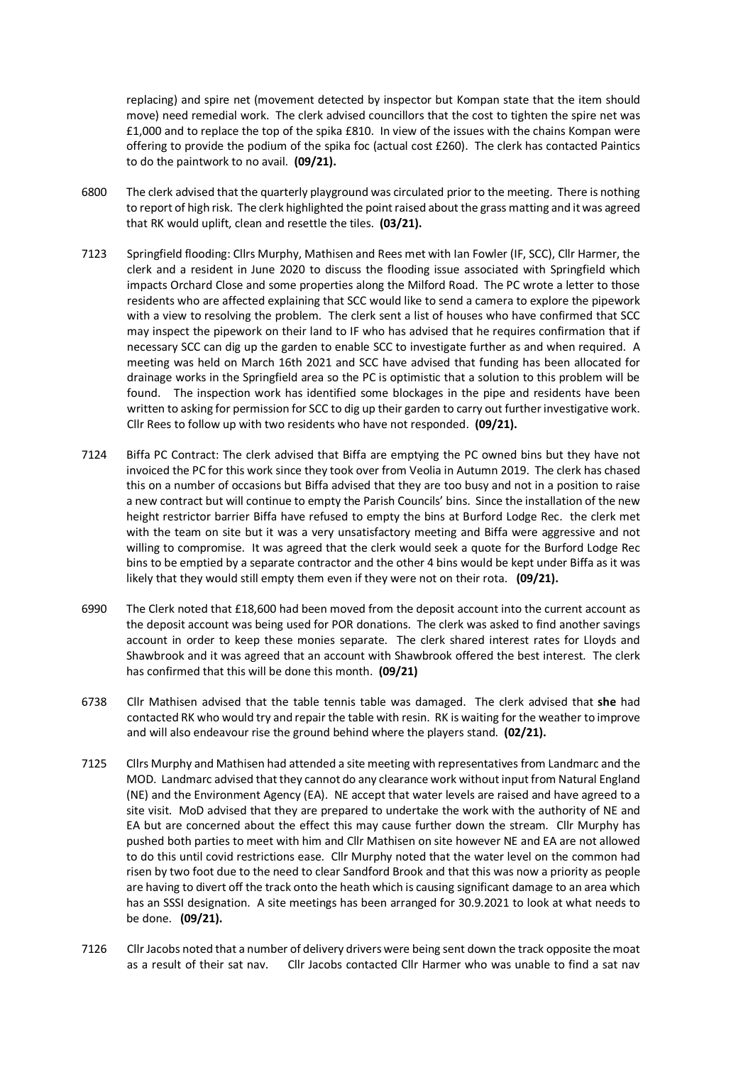replacing) and spire net (movement detected by inspector but Kompan state that the item should move) need remedial work. The clerk advised councillors that the cost to tighten the spire net was £1,000 and to replace the top of the spika £810. In view of the issues with the chains Kompan were offering to provide the podium of the spika foc (actual cost £260). The clerk has contacted Paintics to do the paintwork to no avail. **(09/21).**

6800 The clerk advised that the quarterly playground was circulated prior to the meeting. There is nothing to report of high risk. The clerk highlighted the point raised about the grass matting and it was agreed that RK would uplift, clean and resettle the tiles. **(03/21).**

7123 Springfield flooding: Cllrs Murphy, Mathisen and Rees met with Ian Fowler (IF, SCC), Cllr Harmer, the clerk and a resident in June 2020 to discuss the flooding issue associated with Springfield which impacts Orchard Close and some properties along the Milford Road. The PC wrote a letter to those residents who are affected explaining that SCC would like to send a camera to explore the pipework with a view to resolving the problem. The clerk sent a list of houses who have confirmed that SCC may inspect the pipework on their land to IF who has advised that he requires confirmation that if necessary SCC can dig up the garden to enable SCC to investigate further as and when required. A meeting was held on March 16th 2021 and SCC have advised that funding has been allocated for drainage works in the Springfield area so the PC is optimistic that a solution to this problem will be found. The inspection work has identified some blockages in the pipe and residents have been written to asking for permission for SCC to dig up their garden to carry out further investigative work. Cllr Rees to follow up with two residents who have not responded. **(09/21).**

7124 Biffa PC Contract: The clerk advised that Biffa are emptying the PC owned bins but they have not invoiced the PC for this work since they took over from Veolia in Autumn 2019. The clerk has chased this on a number of occasions but Biffa advised that they are too busy and not in a position to raise a new contract but will continue to empty the Parish Councils' bins. Since the installation of the new height restrictor barrier Biffa have refused to empty the bins at Burford Lodge Rec. the clerk met with the team on site but it was a very unsatisfactory meeting and Biffa were aggressive and not willing to compromise. It was agreed that the clerk would seek a quote for the Burford Lodge Rec bins to be emptied by a separate contractor and the other 4 bins would be kept under Biffa as it was likely that they would still empty them even if they were not on their rota. **(09/21).**

6990 The Clerk noted that £18,600 had been moved from the deposit account into the current account as the deposit account was being used for POR donations. The clerk was asked to find another savings account in order to keep these monies separate. The clerk shared interest rates for Lloyds and Shawbrook and it was agreed that an account with Shawbrook offered the best interest. The clerk has confirmed that this will be done this month. **(09/21)**

6738 Cllr Mathisen advised that the table tennis table was damaged. The clerk advised that **she** had contacted RK who would try and repair the table with resin. RK is waiting for the weather to improve and will also endeavour rise the ground behind where the players stand. **(02/21).**

7125 Cllrs Murphy and Mathisen had attended a site meeting with representatives from Landmarc and the MOD. Landmarc advised that they cannot do any clearance work without input from Natural England (NE) and the Environment Agency (EA). NE accept that water levels are raised and have agreed to a site visit. MoD advised that they are prepared to undertake the work with the authority of NE and EA but are concerned about the effect this may cause further down the stream. Cllr Murphy has pushed both parties to meet with him and Cllr Mathisen on site however NE and EA are not allowed to do this until covid restrictions ease. Cllr Murphy noted that the water level on the common had risen by two foot due to the need to clear Sandford Brook and that this was now a priority as people are having to divert off the track onto the heath which is causing significant damage to an area which has an SSSI designation. A site meetings has been arranged for 30.9.2021 to look at what needs to be done. **(09/21).**

7126 Cllr Jacobs noted that a number of delivery drivers were being sent down the track opposite the moat as a result of their sat nav. Cllr Jacobs contacted Cllr Harmer who was unable to find a sat nav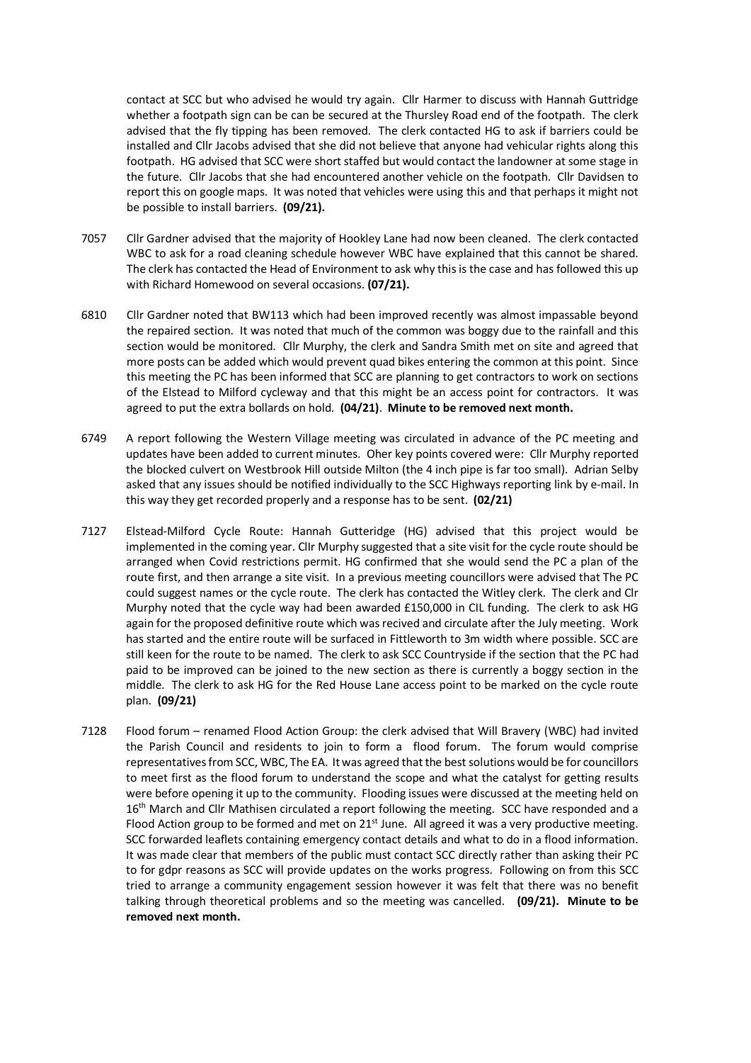contact at SCC but who advised he would try again. Cllr Harmer to discuss with Hannah Guttridge whether a footpath sign can be can be secured at the Thursley Road end of the footpath. The clerk advised that the fly tipping has been removed. The clerk contacted HG to ask if barriers could be installed and Cllr Jacobs advised that she did not believe that anyone had vehicular rights along this footpath. HG advised that SCC were short staffed but would contact the landowner at some stage in the future. Cllr Jacobs that she had encountered another vehicle on the footpath. Cllr Davidsen to report this on google maps. It was noted that vehicles were using this and that perhaps it might not be possible to install barriers. **(09/21).**

7057 Cllr Gardner advised that the majority of Hookley Lane had now been cleaned. The clerk contacted WBC to ask for a road cleaning schedule however WBC have explained that this cannot be shared. The clerk has contacted the Head of Environment to ask why this is the case and has followed this up with Richard Homewood on several occasions. **(07/21).**

6810 Cllr Gardner noted that BW113 which had been improved recently was almost impassable beyond the repaired section. It was noted that much of the common was boggy due to the rainfall and this section would be monitored. Cllr Murphy, the clerk and Sandra Smith met on site and agreed that more posts can be added which would prevent quad bikes entering the common at this point. Since this meeting the PC has been informed that SCC are planning to get contractors to work on sections of the Elstead to Milford cycleway and that this might be an access point for contractors. It was agreed to put the extra bollards on hold. **(04/21)**. **Minute to be removed next month.**

6749 A report following the Western Village meeting was circulated in advance of the PC meeting and updates have been added to current minutes. Oher key points covered were: Cllr Murphy reported the blocked culvert on Westbrook Hill outside Milton (the 4 inch pipe is far too small). Adrian Selby asked that any issues should be notified individually to the SCC Highways reporting link by e-mail. In this way they get recorded properly and a response has to be sent. **(02/21)**

7127 Elstead-Milford Cycle Route: Hannah Gutteridge (HG) advised that this project would be implemented in the coming year. Cllr Murphy suggested that a site visit for the cycle route should be arranged when Covid restrictions permit. HG confirmed that she would send the PC a plan of the route first, and then arrange a site visit. In a previous meeting councillors were advised that The PC could suggest names or the cycle route. The clerk has contacted the Witley clerk. The clerk and Clr Murphy noted that the cycle way had been awarded £150,000 in CIL funding. The clerk to ask HG again for the proposed definitive route which was recived and circulate after the July meeting. Work has started and the entire route will be surfaced in Fittleworth to 3m width where possible. SCC are still keen for the route to be named. The clerk to ask SCC Countryside if the section that the PC had paid to be improved can be joined to the new section as there is currently a boggy section in the middle. The clerk to ask HG for the Red House Lane access point to be marked on the cycle route plan. **(09/21)**

7128 Flood forum – renamed Flood Action Group: the clerk advised that Will Bravery (WBC) had invited the Parish Council and residents to join to form a flood forum. The forum would comprise representatives from SCC, WBC, The EA. It was agreed that the best solutions would be for councillors to meet first as the flood forum to understand the scope and what the catalyst for getting results were before opening it up to the community. Flooding issues were discussed at the meeting held on 16th March and Cllr Mathisen circulated a report following the meeting. SCC have responded and a Flood Action group to be formed and met on 21st June. All agreed it was a very productive meeting. SCC forwarded leaflets containing emergency contact details and what to do in a flood information. It was made clear that members of the public must contact SCC directly rather than asking their PC to for gdpr reasons as SCC will provide updates on the works progress. Following on from this SCC tried to arrange a community engagement session however it was felt that there was no benefit talking through theoretical problems and so the meeting was cancelled. **(09/21). Minute to be removed next month.**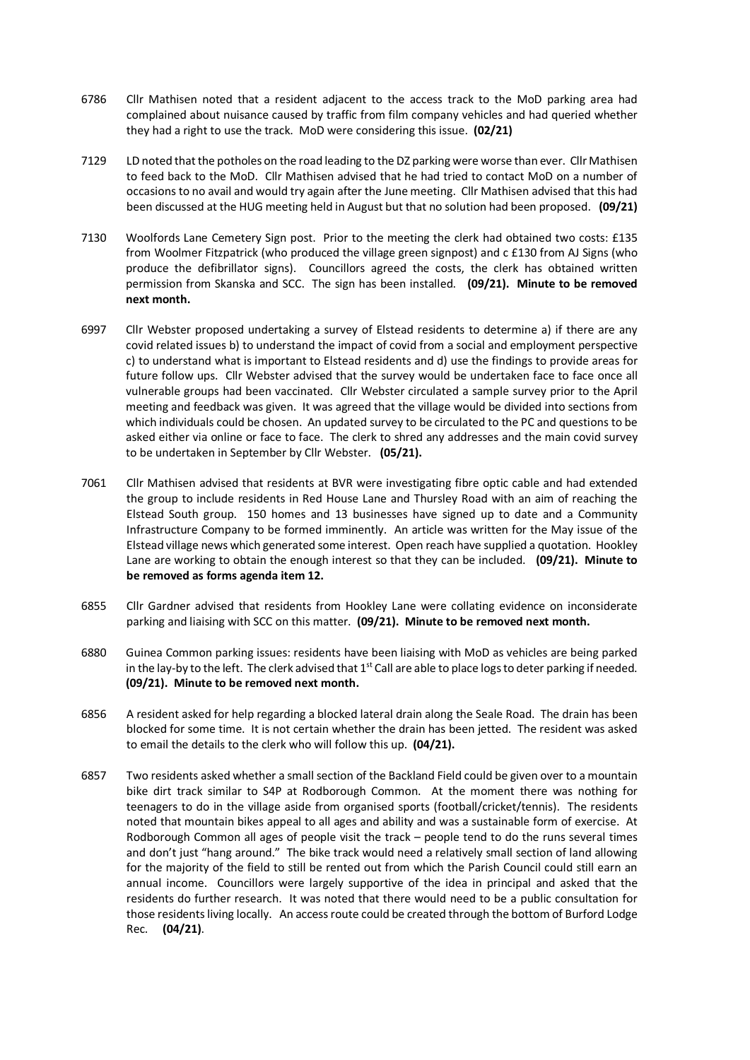6786 Cllr Mathisen noted that a resident adjacent to the access track to the MoD parking area had complained about nuisance caused by traffic from film company vehicles and had queried whether they had a right to use the track. MoD were considering this issue. **(02/21)**

7129 LD noted that the potholes on the road leading to the DZ parking were worse than ever. Cllr Mathisen to feed back to the MoD. Cllr Mathisen advised that he had tried to contact MoD on a number of occasions to no avail and would try again after the June meeting. Cllr Mathisen advised that this had been discussed at the HUG meeting held in August but that no solution had been proposed. **(09/21)**

7130 Woolfords Lane Cemetery Sign post. Prior to the meeting the clerk had obtained two costs: £135 from Woolmer Fitzpatrick (who produced the village green signpost) and c £130 from AJ Signs (who produce the defibrillator signs). Councillors agreed the costs, the clerk has obtained written permission from Skanska and SCC. The sign has been installed. **(09/21). Minute to be removed next month.**

6997 Cllr Webster proposed undertaking a survey of Elstead residents to determine a) if there are any covid related issues b) to understand the impact of covid from a social and employment perspective c) to understand what is important to Elstead residents and d) use the findings to provide areas for future follow ups. Cllr Webster advised that the survey would be undertaken face to face once all vulnerable groups had been vaccinated. Cllr Webster circulated a sample survey prior to the April meeting and feedback was given. It was agreed that the village would be divided into sections from which individuals could be chosen. An updated survey to be circulated to the PC and questions to be asked either via online or face to face. The clerk to shred any addresses and the main covid survey to be undertaken in September by Cllr Webster. **(05/21).**

7061 Cllr Mathisen advised that residents at BVR were investigating fibre optic cable and had extended the group to include residents in Red House Lane and Thursley Road with an aim of reaching the Elstead South group. 150 homes and 13 businesses have signed up to date and a Community Infrastructure Company to be formed imminently. An article was written for the May issue of the Elstead village news which generated some interest. Open reach have supplied a quotation. Hookley Lane are working to obtain the enough interest so that they can be included. **(09/21). Minute to be removed as forms agenda item 12.**

6855 Cllr Gardner advised that residents from Hookley Lane were collating evidence on inconsiderate parking and liaising with SCC on this matter. **(09/21). Minute to be removed next month.**

6880 Guinea Common parking issues: residents have been liaising with MoD as vehicles are being parked in the lay-by to the left. The clerk advised that 1st Call are able to place logs to deter parking if needed. **(09/21). Minute to be removed next month.**

6856 A resident asked for help regarding a blocked lateral drain along the Seale Road. The drain has been blocked for some time. It is not certain whether the drain has been jetted. The resident was asked to email the details to the clerk who will follow this up. **(04/21).**

6857 Two residents asked whether a small section of the Backland Field could be given over to a mountain bike dirt track similar to S4P at Rodborough Common. At the moment there was nothing for teenagers to do in the village aside from organised sports (football/cricket/tennis). The residents noted that mountain bikes appeal to all ages and ability and was a sustainable form of exercise. At Rodborough Common all ages of people visit the track – people tend to do the runs several times and don't just "hang around." The bike track would need a relatively small section of land allowing for the majority of the field to still be rented out from which the Parish Council could still earn an annual income. Councillors were largely supportive of the idea in principal and asked that the residents do further research. It was noted that there would need to be a public consultation for those residents living locally. An access route could be created through the bottom of Burford Lodge Rec. **(04/21)**.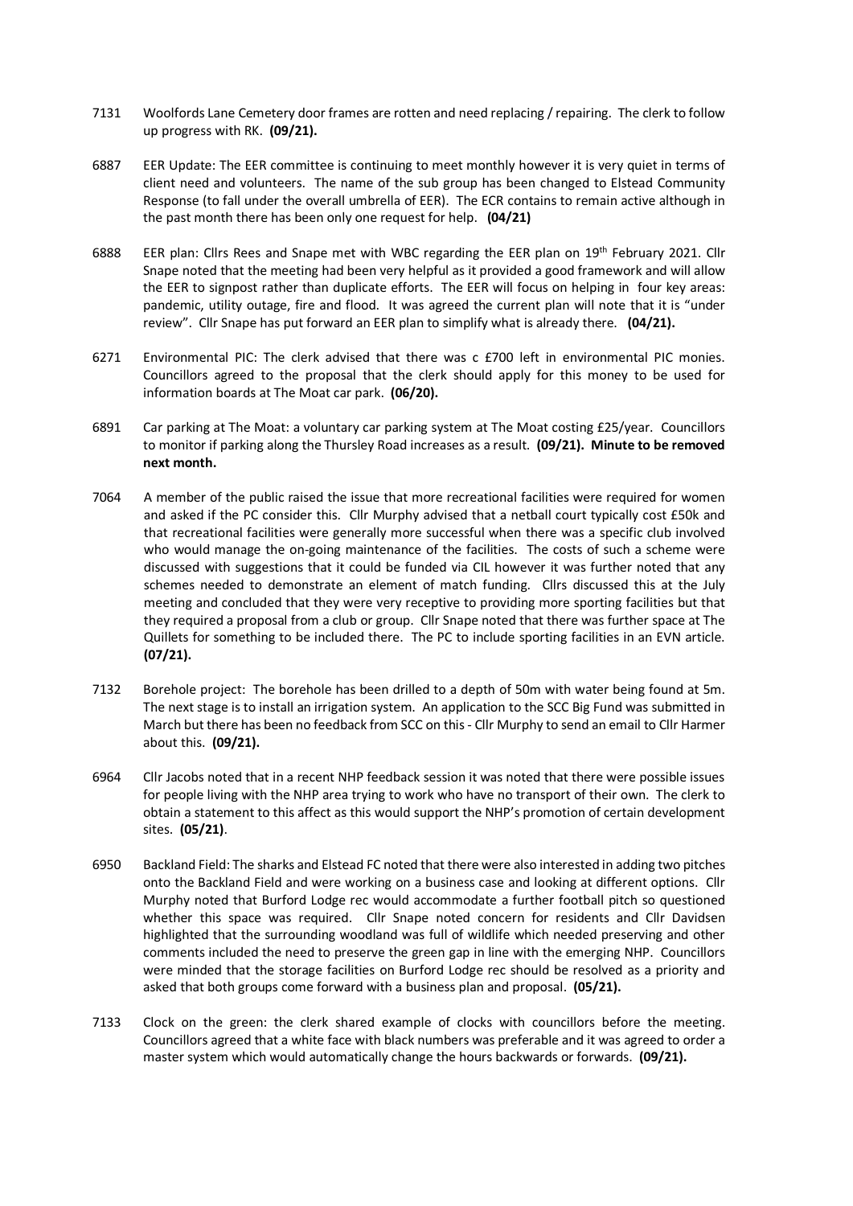7131 Woolfords Lane Cemetery door frames are rotten and need replacing / repairing. The clerk to follow up progress with RK. **(09/21).**

6887 EER Update: The EER committee is continuing to meet monthly however it is very quiet in terms of client need and volunteers. The name of the sub group has been changed to Elstead Community Response (to fall under the overall umbrella of EER). The ECR contains to remain active although in the past month there has been only one request for help. **(04/21)**

6888 EER plan: Cllrs Rees and Snape met with WBC regarding the EER plan on 19th February 2021. Cllr Snape noted that the meeting had been very helpful as it provided a good framework and will allow the EER to signpost rather than duplicate efforts. The EER will focus on helping in four key areas: pandemic, utility outage, fire and flood. It was agreed the current plan will note that it is "under review". Cllr Snape has put forward an EER plan to simplify what is already there. **(04/21).**

6271 Environmental PIC: The clerk advised that there was c £700 left in environmental PIC monies. Councillors agreed to the proposal that the clerk should apply for this money to be used for information boards at The Moat car park. **(06/20).**

6891 Car parking at The Moat: a voluntary car parking system at The Moat costing £25/year. Councillors to monitor if parking along the Thursley Road increases as a result. **(09/21). Minute to be removed next month.**

7064 A member of the public raised the issue that more recreational facilities were required for women and asked if the PC consider this. Cllr Murphy advised that a netball court typically cost £50k and that recreational facilities were generally more successful when there was a specific club involved who would manage the on-going maintenance of the facilities. The costs of such a scheme were discussed with suggestions that it could be funded via CIL however it was further noted that any schemes needed to demonstrate an element of match funding. Cllrs discussed this at the July meeting and concluded that they were very receptive to providing more sporting facilities but that they required a proposal from a club or group. Cllr Snape noted that there was further space at The Quillets for something to be included there. The PC to include sporting facilities in an EVN article. **(07/21).**

7132 Borehole project: The borehole has been drilled to a depth of 50m with water being found at 5m. The next stage is to install an irrigation system. An application to the SCC Big Fund was submitted in March but there has been no feedback from SCC on this - Cllr Murphy to send an email to Cllr Harmer about this. **(09/21).**

6964 Cllr Jacobs noted that in a recent NHP feedback session it was noted that there were possible issues for people living with the NHP area trying to work who have no transport of their own. The clerk to obtain a statement to this affect as this would support the NHP's promotion of certain development sites. **(05/21)**.

6950 Backland Field: The sharks and Elstead FC noted that there were also interested in adding two pitches onto the Backland Field and were working on a business case and looking at different options. Cllr Murphy noted that Burford Lodge rec would accommodate a further football pitch so questioned whether this space was required. Cllr Snape noted concern for residents and Cllr Davidsen highlighted that the surrounding woodland was full of wildlife which needed preserving and other comments included the need to preserve the green gap in line with the emerging NHP. Councillors were minded that the storage facilities on Burford Lodge rec should be resolved as a priority and asked that both groups come forward with a business plan and proposal. **(05/21).**

7133 Clock on the green: the clerk shared example of clocks with councillors before the meeting. Councillors agreed that a white face with black numbers was preferable and it was agreed to order a master system which would automatically change the hours backwards or forwards. **(09/21).**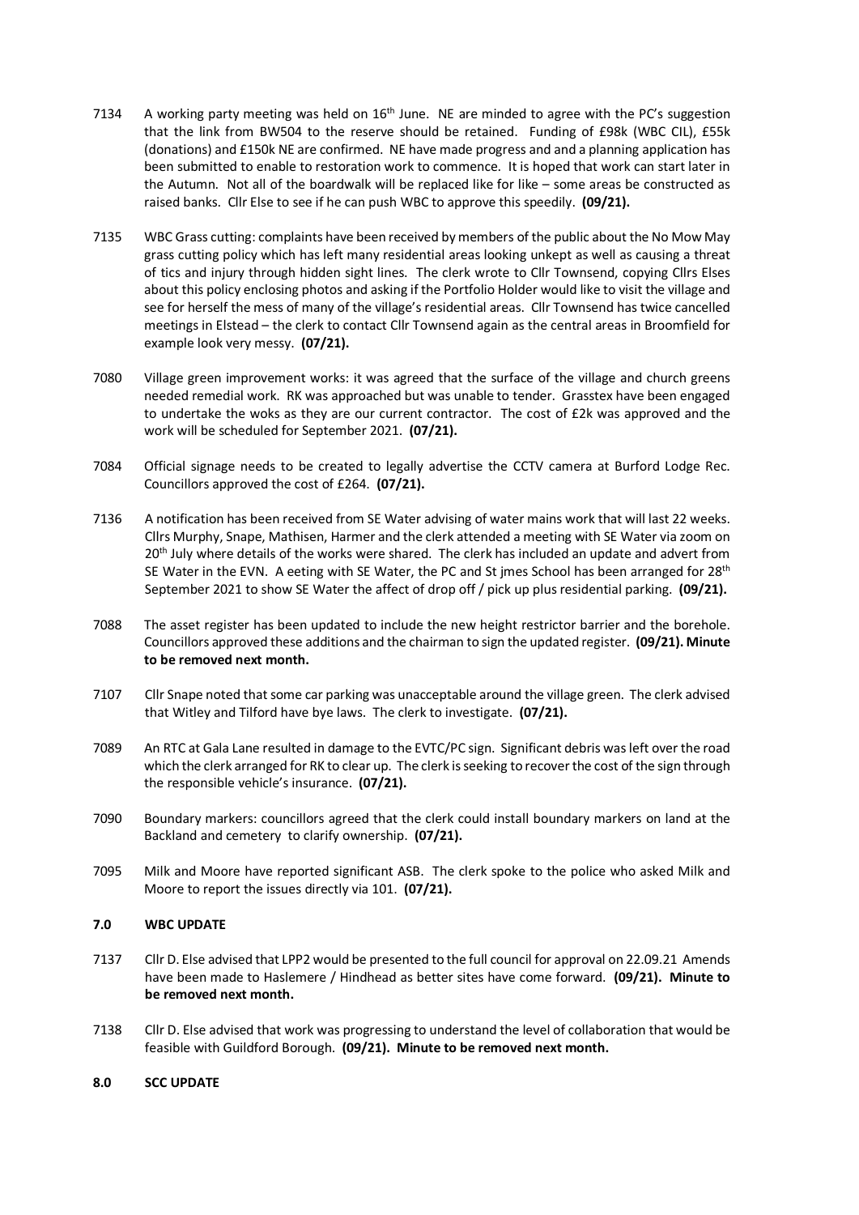7134 A working party meeting was held on 16th June. NE are minded to agree with the PC's suggestion that the link from BW504 to the reserve should be retained. Funding of £98k (WBC CIL), £55k (donations) and £150k NE are confirmed. NE have made progress and and a planning application has been submitted to enable to restoration work to commence. It is hoped that work can start later in the Autumn. Not all of the boardwalk will be replaced like for like – some areas be constructed as raised banks. Cllr Else to see if he can push WBC to approve this speedily. **(09/21).**

7135 WBC Grass cutting: complaints have been received by members of the public about the No Mow May grass cutting policy which has left many residential areas looking unkept as well as causing a threat of tics and injury through hidden sight lines. The clerk wrote to Cllr Townsend, copying Cllrs Elses about this policy enclosing photos and asking if the Portfolio Holder would like to visit the village and see for herself the mess of many of the village's residential areas. Cllr Townsend has twice cancelled meetings in Elstead – the clerk to contact Cllr Townsend again as the central areas in Broomfield for example look very messy. **(07/21).**

7080 Village green improvement works: it was agreed that the surface of the village and church greens needed remedial work. RK was approached but was unable to tender. Grasstex have been engaged to undertake the woks as they are our current contractor. The cost of £2k was approved and the work will be scheduled for September 2021. **(07/21).**

7084 Official signage needs to be created to legally advertise the CCTV camera at Burford Lodge Rec. Councillors approved the cost of £264. **(07/21).**

7136 A notification has been received from SE Water advising of water mains work that will last 22 weeks. Cllrs Murphy, Snape, Mathisen, Harmer and the clerk attended a meeting with SE Water via zoom on 20th July where details of the works were shared. The clerk has included an update and advert from SE Water in the EVN. A eeting with SE Water, the PC and St jmes School has been arranged for 28th September 2021 to show SE Water the affect of drop off / pick up plus residential parking. **(09/21).**

7088 The asset register has been updated to include the new height restrictor barrier and the borehole. Councillors approved these additions and the chairman to sign the updated register. **(09/21). Minute to be removed next month.**

7107 Cllr Snape noted that some car parking was unacceptable around the village green. The clerk advised that Witley and Tilford have bye laws. The clerk to investigate. **(07/21).**

7089 An RTC at Gala Lane resulted in damage to the EVTC/PC sign. Significant debris was left over the road which the clerk arranged for RK to clear up. The clerk is seeking to recover the cost of the sign through the responsible vehicle's insurance. **(07/21).**

7090 Boundary markers: councillors agreed that the clerk could install boundary markers on land at the Backland and cemetery to clarify ownership. **(07/21).**

7095 Milk and Moore have reported significant ASB. The clerk spoke to the police who asked Milk and Moore to report the issues directly via 101. **(07/21).**

## 7.0 WBC UPDATE

7137 Cllr D. Else advised that LPP2 would be presented to the full council for approval on 22.09.21 Amends have been made to Haslemere / Hindhead as better sites have come forward. **(09/21). Minute to be removed next month.**

7138 Cllr D. Else advised that work was progressing to understand the level of collaboration that would be feasible with Guildford Borough. **(09/21). Minute to be removed next month.**

## 8.0 SCC UPDATE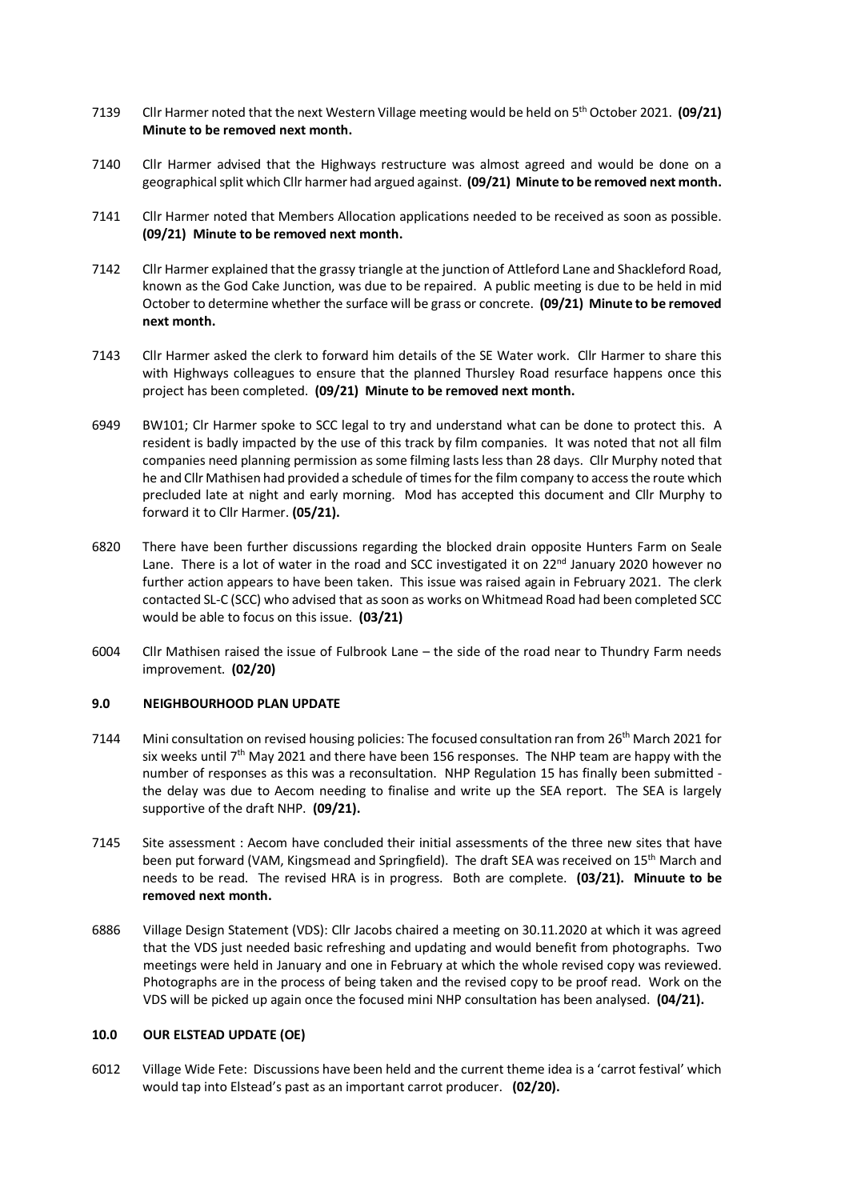7139 Cllr Harmer noted that the next Western Village meeting would be held on 5th October 2021. **(09/21) Minute to be removed next month.**

7140 Cllr Harmer advised that the Highways restructure was almost agreed and would be done on a geographical split which Cllr harmer had argued against. **(09/21) Minute to be removed next month.**

7141 Cllr Harmer noted that Members Allocation applications needed to be received as soon as possible. **(09/21) Minute to be removed next month.**

7142 Cllr Harmer explained that the grassy triangle at the junction of Attleford Lane and Shackleford Road, known as the God Cake Junction, was due to be repaired. A public meeting is due to be held in mid October to determine whether the surface will be grass or concrete. **(09/21) Minute to be removed next month.**

7143 Cllr Harmer asked the clerk to forward him details of the SE Water work. Cllr Harmer to share this with Highways colleagues to ensure that the planned Thursley Road resurface happens once this project has been completed. **(09/21) Minute to be removed next month.**

6949 BW101; Clr Harmer spoke to SCC legal to try and understand what can be done to protect this. A resident is badly impacted by the use of this track by film companies. It was noted that not all film companies need planning permission as some filming lasts less than 28 days. Cllr Murphy noted that he and Cllr Mathisen had provided a schedule of times for the film company to access the route which precluded late at night and early morning. Mod has accepted this document and Cllr Murphy to forward it to Cllr Harmer. **(05/21).**

6820 There have been further discussions regarding the blocked drain opposite Hunters Farm on Seale Lane. There is a lot of water in the road and SCC investigated it on 22nd January 2020 however no further action appears to have been taken. This issue was raised again in February 2021. The clerk contacted SL-C (SCC) who advised that as soon as works on Whitmead Road had been completed SCC would be able to focus on this issue. **(03/21)**

6004 Cllr Mathisen raised the issue of Fulbrook Lane – the side of the road near to Thundry Farm needs improvement. **(02/20)**

## 9.0 NEIGHBOURHOOD PLAN UPDATE

7144 Mini consultation on revised housing policies: The focused consultation ran from 26th March 2021 for six weeks until 7th May 2021 and there have been 156 responses. The NHP team are happy with the number of responses as this was a reconsultation. NHP Regulation 15 has finally been submitted - the delay was due to Aecom needing to finalise and write up the SEA report. The SEA is largely supportive of the draft NHP. **(09/21).**

7145 Site assessment : Aecom have concluded their initial assessments of the three new sites that have been put forward (VAM, Kingsmead and Springfield). The draft SEA was received on 15th March and needs to be read. The revised HRA is in progress. Both are complete. **(03/21). Minuute to be removed next month.**

6886 Village Design Statement (VDS): Cllr Jacobs chaired a meeting on 30.11.2020 at which it was agreed that the VDS just needed basic refreshing and updating and would benefit from photographs. Two meetings were held in January and one in February at which the whole revised copy was reviewed. Photographs are in the process of being taken and the revised copy to be proof read. Work on the VDS will be picked up again once the focused mini NHP consultation has been analysed. **(04/21).**

## 10.0 OUR ELSTEAD UPDATE (OE)

6012 Village Wide Fete: Discussions have been held and the current theme idea is a 'carrot festival' which would tap into Elstead's past as an important carrot producer. **(02/20).**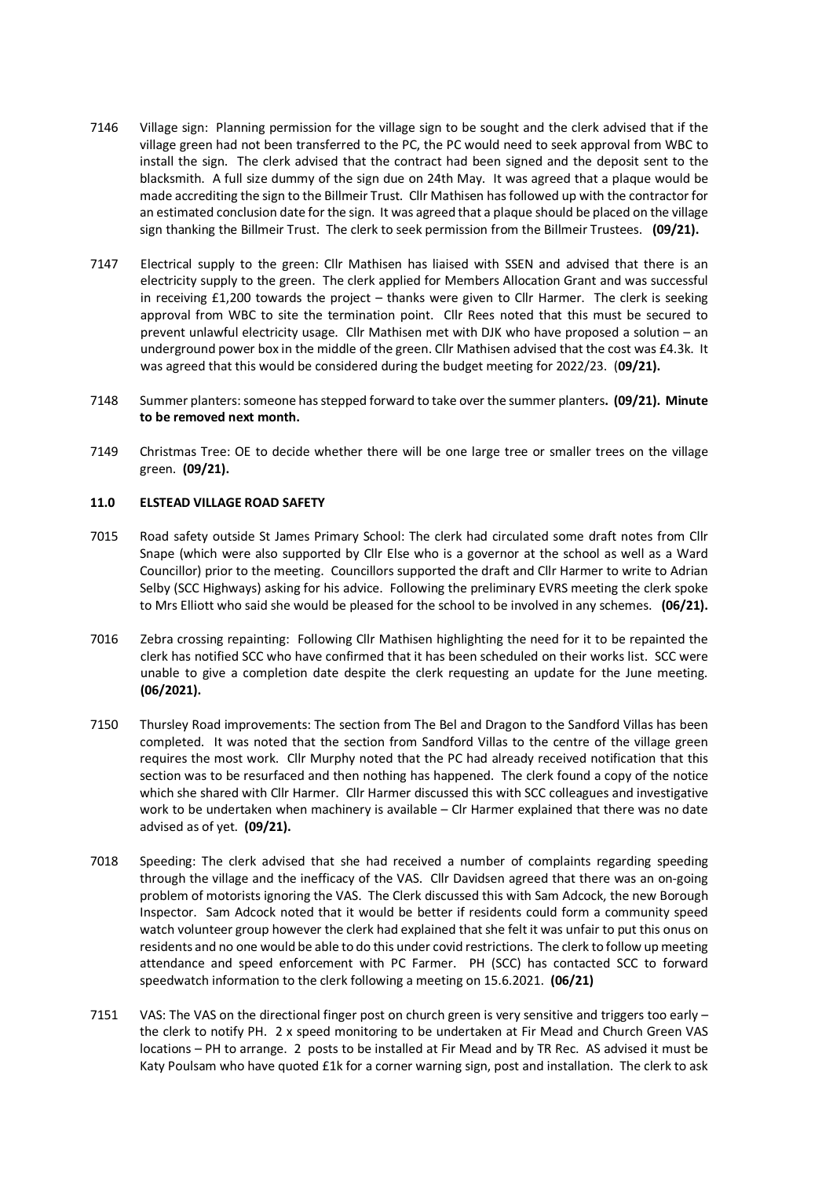7146 Village sign: Planning permission for the village sign to be sought and the clerk advised that if the village green had not been transferred to the PC, the PC would need to seek approval from WBC to install the sign. The clerk advised that the contract had been signed and the deposit sent to the blacksmith. A full size dummy of the sign due on 24th May. It was agreed that a plaque would be made accrediting the sign to the Billmeir Trust. Cllr Mathisen has followed up with the contractor for an estimated conclusion date for the sign. It was agreed that a plaque should be placed on the village sign thanking the Billmeir Trust. The clerk to seek permission from the Billmeir Trustees. **(09/21).**

7147 Electrical supply to the green: Cllr Mathisen has liaised with SSEN and advised that there is an electricity supply to the green. The clerk applied for Members Allocation Grant and was successful in receiving £1,200 towards the project – thanks were given to Cllr Harmer. The clerk is seeking approval from WBC to site the termination point. Cllr Rees noted that this must be secured to prevent unlawful electricity usage. Cllr Mathisen met with DJK who have proposed a solution – an underground power box in the middle of the green. Cllr Mathisen advised that the cost was £4.3k. It was agreed that this would be considered during the budget meeting for 2022/23. (**09/21).**

7148 Summer planters: someone has stepped forward to take over the summer planters**. (09/21). Minute to be removed next month.**

7149 Christmas Tree: OE to decide whether there will be one large tree or smaller trees on the village green. **(09/21).**

**11.0 ELSTEAD VILLAGE ROAD SAFETY**

7015 Road safety outside St James Primary School: The clerk had circulated some draft notes from Cllr Snape (which were also supported by Cllr Else who is a governor at the school as well as a Ward Councillor) prior to the meeting. Councillors supported the draft and Cllr Harmer to write to Adrian Selby (SCC Highways) asking for his advice. Following the preliminary EVRS meeting the clerk spoke to Mrs Elliott who said she would be pleased for the school to be involved in any schemes. **(06/21).**

7016 Zebra crossing repainting: Following Cllr Mathisen highlighting the need for it to be repainted the clerk has notified SCC who have confirmed that it has been scheduled on their works list. SCC were unable to give a completion date despite the clerk requesting an update for the June meeting. **(06/2021).**

7150 Thursley Road improvements: The section from The Bel and Dragon to the Sandford Villas has been completed. It was noted that the section from Sandford Villas to the centre of the village green requires the most work. Cllr Murphy noted that the PC had already received notification that this section was to be resurfaced and then nothing has happened. The clerk found a copy of the notice which she shared with Cllr Harmer. Cllr Harmer discussed this with SCC colleagues and investigative work to be undertaken when machinery is available – Clr Harmer explained that there was no date advised as of yet. **(09/21).**

7018 Speeding: The clerk advised that she had received a number of complaints regarding speeding through the village and the inefficacy of the VAS. Cllr Davidsen agreed that there was an on-going problem of motorists ignoring the VAS. The Clerk discussed this with Sam Adcock, the new Borough Inspector. Sam Adcock noted that it would be better if residents could form a community speed watch volunteer group however the clerk had explained that she felt it was unfair to put this onus on residents and no one would be able to do this under covid restrictions. The clerk to follow up meeting attendance and speed enforcement with PC Farmer. PH (SCC) has contacted SCC to forward speedwatch information to the clerk following a meeting on 15.6.2021. **(06/21)**

7151 VAS: The VAS on the directional finger post on church green is very sensitive and triggers too early – the clerk to notify PH. 2 x speed monitoring to be undertaken at Fir Mead and Church Green VAS locations – PH to arrange. 2 posts to be installed at Fir Mead and by TR Rec. AS advised it must be Katy Poulsam who have quoted £1k for a corner warning sign, post and installation. The clerk to ask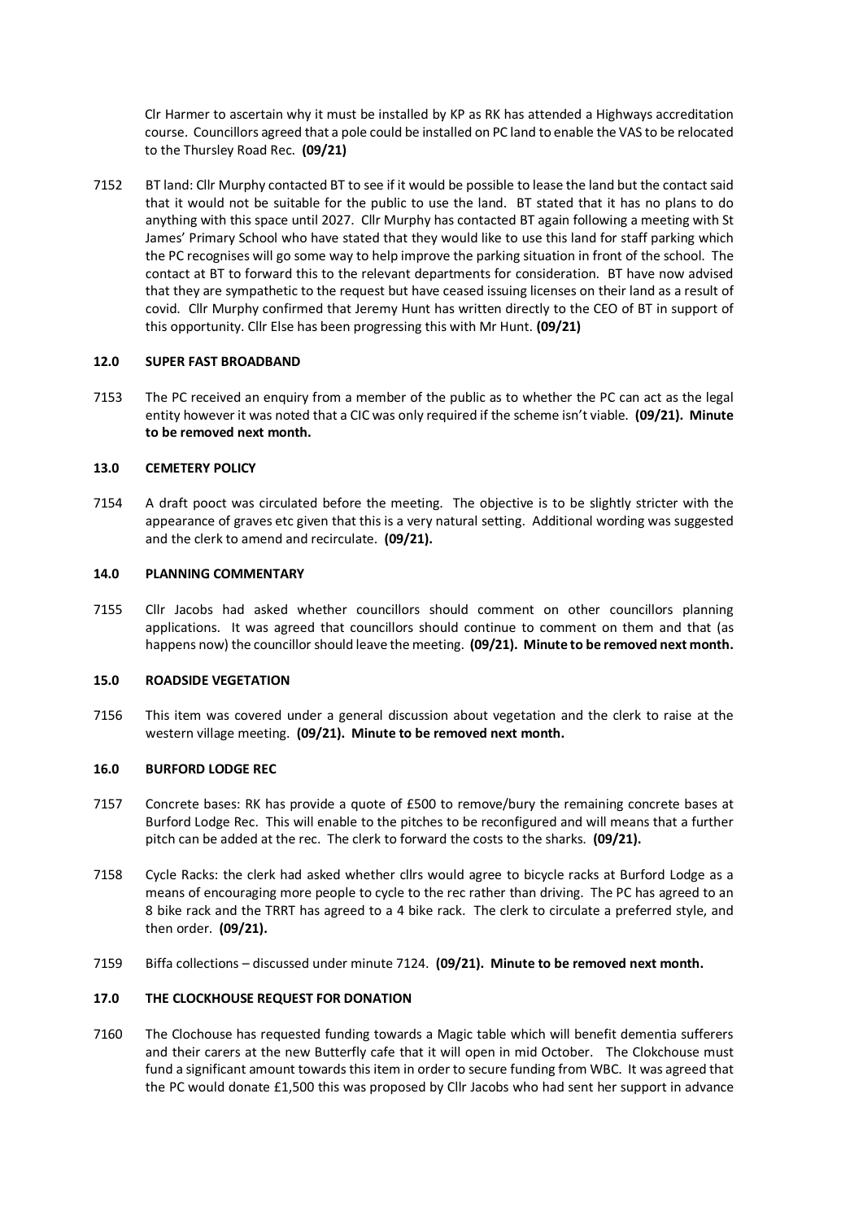Clr Harmer to ascertain why it must be installed by KP as RK has attended a Highways accreditation course. Councillors agreed that a pole could be installed on PC land to enable the VAS to be relocated to the Thursley Road Rec. **(09/21)**

7152 BT land: Cllr Murphy contacted BT to see if it would be possible to lease the land but the contact said that it would not be suitable for the public to use the land. BT stated that it has no plans to do anything with this space until 2027. Cllr Murphy has contacted BT again following a meeting with St James' Primary School who have stated that they would like to use this land for staff parking which the PC recognises will go some way to help improve the parking situation in front of the school. The contact at BT to forward this to the relevant departments for consideration. BT have now advised that they are sympathetic to the request but have ceased issuing licenses on their land as a result of covid. Cllr Murphy confirmed that Jeremy Hunt has written directly to the CEO of BT in support of this opportunity. Cllr Else has been progressing this with Mr Hunt. **(09/21)**

### 12.0 SUPER FAST BROADBAND

7153 The PC received an enquiry from a member of the public as to whether the PC can act as the legal entity however it was noted that a CIC was only required if the scheme isn't viable. **(09/21). Minute to be removed next month.**

### 13.0 CEMETERY POLICY

7154 A draft pooct was circulated before the meeting. The objective is to be slightly stricter with the appearance of graves etc given that this is a very natural setting. Additional wording was suggested and the clerk to amend and recirculate. **(09/21).**

### 14.0 PLANNING COMMENTARY

7155 Cllr Jacobs had asked whether councillors should comment on other councillors planning applications. It was agreed that councillors should continue to comment on them and that (as happens now) the councillor should leave the meeting. **(09/21). Minute to be removed next month.**

### 15.0 ROADSIDE VEGETATION

7156 This item was covered under a general discussion about vegetation and the clerk to raise at the western village meeting. **(09/21). Minute to be removed next month.**

### 16.0 BURFORD LODGE REC

7157 Concrete bases: RK has provide a quote of £500 to remove/bury the remaining concrete bases at Burford Lodge Rec. This will enable to the pitches to be reconfigured and will means that a further pitch can be added at the rec. The clerk to forward the costs to the sharks. **(09/21).**

7158 Cycle Racks: the clerk had asked whether cllrs would agree to bicycle racks at Burford Lodge as a means of encouraging more people to cycle to the rec rather than driving. The PC has agreed to an 8 bike rack and the TRRT has agreed to a 4 bike rack. The clerk to circulate a preferred style, and then order. **(09/21).**

7159 Biffa collections – discussed under minute 7124. **(09/21). Minute to be removed next month.**

### 17.0 THE CLOCKHOUSE REQUEST FOR DONATION

7160 The Clochouse has requested funding towards a Magic table which will benefit dementia sufferers and their carers at the new Butterfly cafe that it will open in mid October. The Clokchouse must fund a significant amount towards this item in order to secure funding from WBC. It was agreed that the PC would donate £1,500 this was proposed by Cllr Jacobs who had sent her support in advance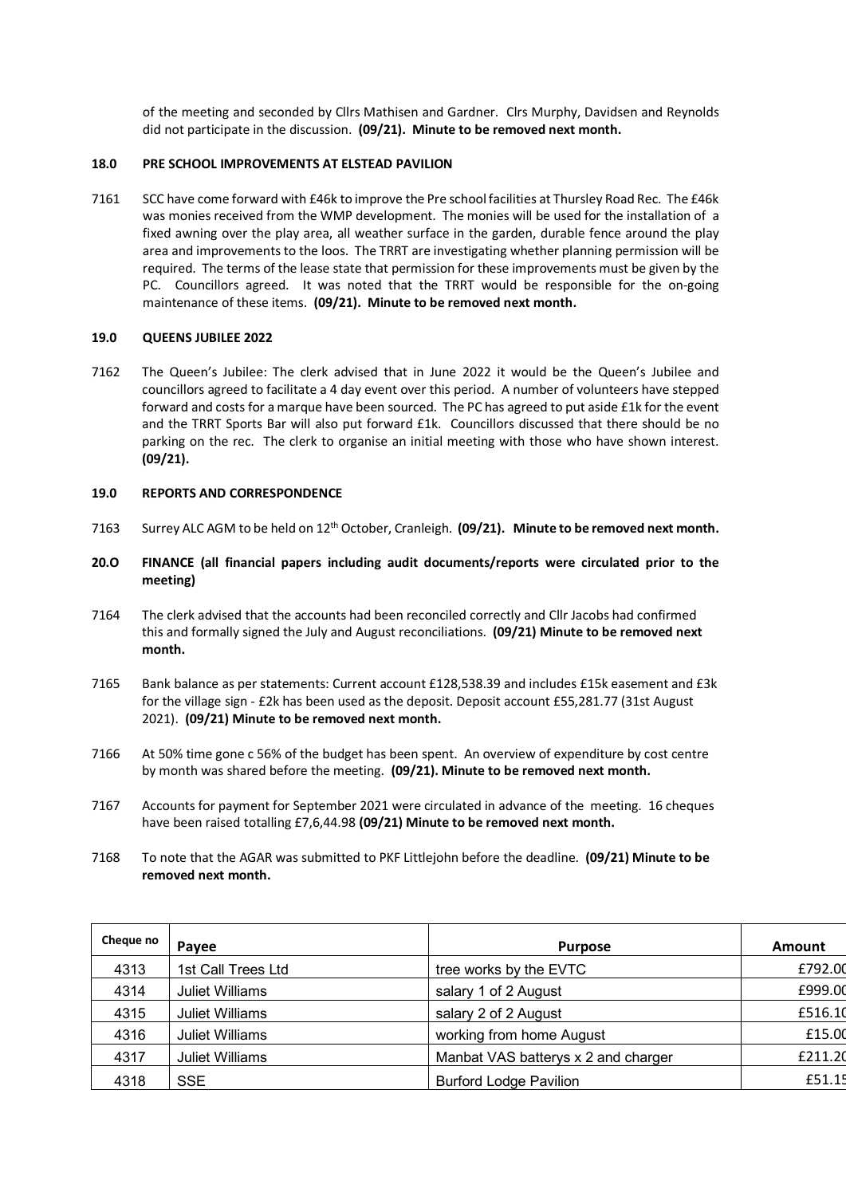of the meeting and seconded by Cllrs Mathisen and Gardner. Clrs Murphy, Davidsen and Reynolds did not participate in the discussion. **(09/21). Minute to be removed next month.**

**18.0 PRE SCHOOL IMPROVEMENTS AT ELSTEAD PAVILION**

7161 SCC have come forward with £46k to improve the Pre school facilities at Thursley Road Rec. The £46k was monies received from the WMP development. The monies will be used for the installation of a fixed awning over the play area, all weather surface in the garden, durable fence around the play area and improvements to the loos. The TRRT are investigating whether planning permission will be required. The terms of the lease state that permission for these improvements must be given by the PC. Councillors agreed. It was noted that the TRRT would be responsible for the on-going maintenance of these items. **(09/21). Minute to be removed next month.**

**19.0 QUEENS JUBILEE 2022**

7162 The Queen's Jubilee: The clerk advised that in June 2022 it would be the Queen's Jubilee and councillors agreed to facilitate a 4 day event over this period. A number of volunteers have stepped forward and costs for a marque have been sourced. The PC has agreed to put aside £1k for the event and the TRRT Sports Bar will also put forward £1k. Councillors discussed that there should be no parking on the rec. The clerk to organise an initial meeting with those who have shown interest. **(09/21).**

**19.0 REPORTS AND CORRESPONDENCE**

7163 Surrey ALC AGM to be held on 12th October, Cranleigh. **(09/21). Minute to be removed next month.**

**20.O FINANCE (all financial papers including audit documents/reports were circulated prior to the meeting)**

7164 The clerk advised that the accounts had been reconciled correctly and Cllr Jacobs had confirmed this and formally signed the July and August reconciliations. **(09/21) Minute to be removed next month.**

7165 Bank balance as per statements: Current account £128,538.39 and includes £15k easement and £3k for the village sign - £2k has been used as the deposit. Deposit account £55,281.77 (31st August 2021). **(09/21) Minute to be removed next month.**

7166 At 50% time gone c 56% of the budget has been spent. An overview of expenditure by cost centre by month was shared before the meeting. **(09/21). Minute to be removed next month.**

7167 Accounts for payment for September 2021 were circulated in advance of the meeting. 16 cheques have been raised totalling £7,6,44.98 **(09/21) Minute to be removed next month.**

7168 To note that the AGAR was submitted to PKF Littlejohn before the deadline. **(09/21) Minute to be removed next month.**

| Cheque no | Payee | Purpose | Amount |
|---|---|---|---|
| 4313 | 1st Call Trees Ltd | tree works by the EVTC | £792.0 |
| 4314 | Juliet Williams | salary 1 of 2 August | £999.0 |
| 4315 | Juliet Williams | salary 2 of 2 August | £516.1 |
| 4316 | Juliet Williams | working from home August | £15.0 |
| 4317 | Juliet Williams | Manbat VAS batterys x 2 and charger | £211.2 |
| 4318 | SSE | Burford Lodge Pavilion | £51.1 |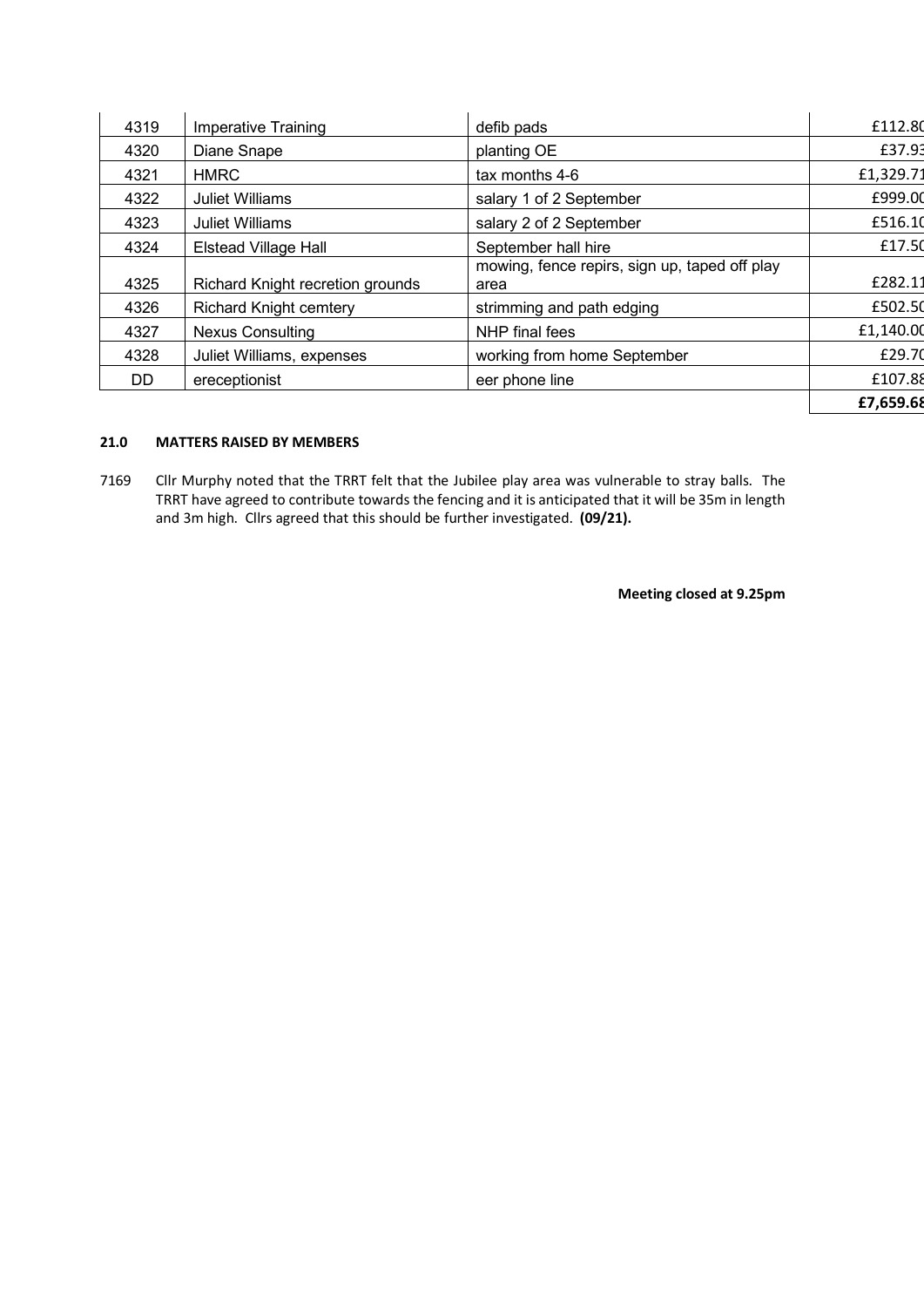| | | | |
|---|---|---|---|
| 4319 | Imperative Training | defib pads | £112.80 |
| 4320 | Diane Snape | planting OE | £37.93 |
| 4321 | HMRC | tax months 4-6 | £1,329.71 |
| 4322 | Juliet Williams | salary 1 of 2 September | £999.00 |
| 4323 | Juliet Williams | salary 2 of 2 September | £516.10 |
| 4324 | Elstead Village Hall | September hall hire | £17.50 |
| 4325 | Richard Knight recretion grounds | mowing, fence repirs, sign up, taped off play area | £282.11 |
| 4326 | Richard Knight cemtery | strimming and path edging | £502.50 |
| 4327 | Nexus Consulting | NHP final fees | £1,140.00 |
| 4328 | Juliet Williams, expenses | working from home September | £29.70 |
| DD | ereceptionist | eer phone line | £107.88 |
| | | | **£7,659.68** |

### 21.0 MATTERS RAISED BY MEMBERS

7169 Cllr Murphy noted that the TRRT felt that the Jubilee play area was vulnerable to stray balls. The TRRT have agreed to contribute towards the fencing and it is anticipated that it will be 35m in length and 3m high. Cllrs agreed that this should be further investigated. **(09/21).**

**Meeting closed at 9.25pm**